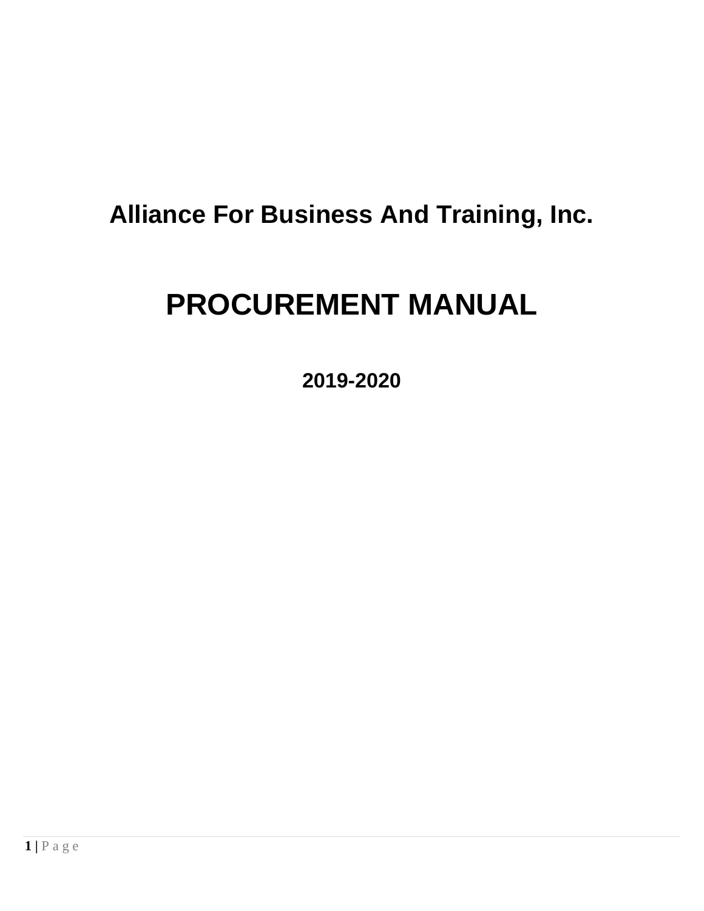# Alliance For Business And Training, Inc.

# PROCUREMENT MANUAL

**2019-2020**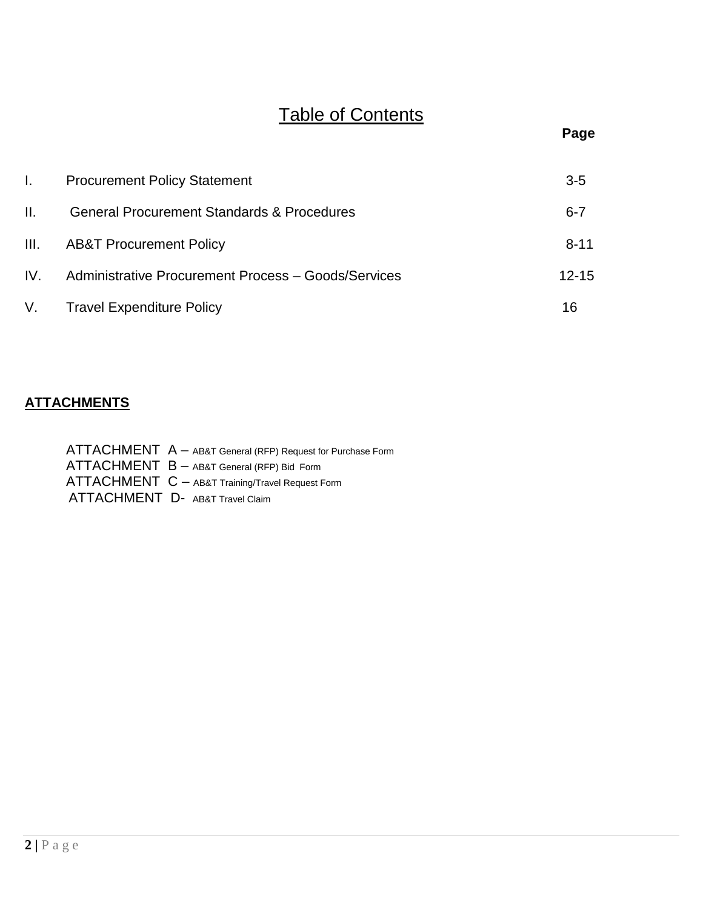# Table of Contents

| | | Page |
|---|---|---|
| I. | Procurement Policy Statement | 3-5 |
| II. | General Procurement Standards & Procedures | 6-7 |
| III. | AB&T Procurement Policy | 8-11 |
| IV. | Administrative Procurement Process – Goods/Services | 12-15 |
| V. | Travel Expenditure Policy | 16 |

**ATTACHMENTS**

ATTACHMENT A – AB&T General (RFP) Request for Purchase Form
ATTACHMENT B – AB&T General (RFP) Bid Form
ATTACHMENT C – AB&T Training/Travel Request Form
ATTACHMENT D- AB&T Travel Claim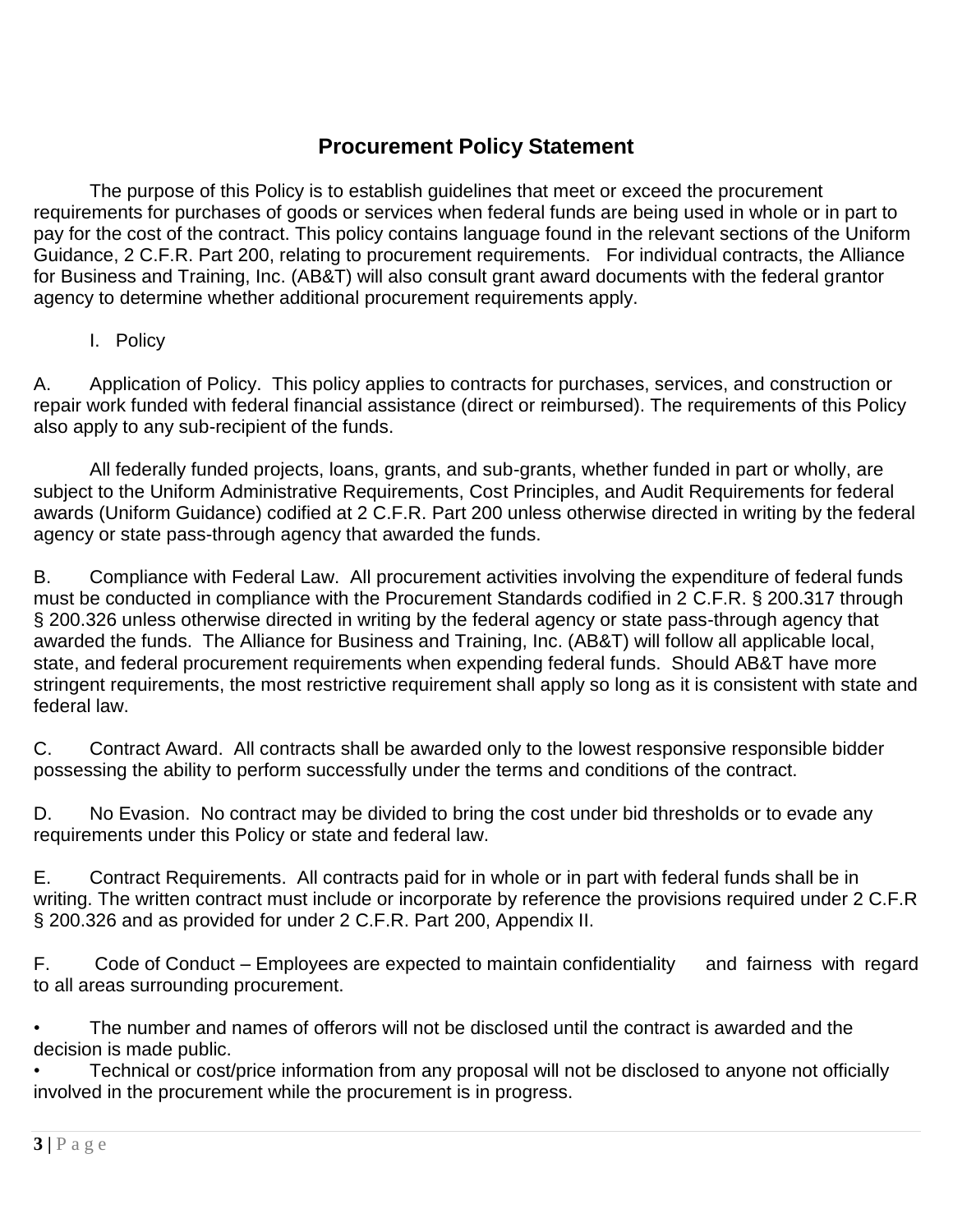# Procurement Policy Statement

The purpose of this Policy is to establish guidelines that meet or exceed the procurement requirements for purchases of goods or services when federal funds are being used in whole or in part to pay for the cost of the contract. This policy contains language found in the relevant sections of the Uniform Guidance, 2 C.F.R. Part 200, relating to procurement requirements. For individual contracts, the Alliance for Business and Training, Inc. (AB&T) will also consult grant award documents with the federal grantor agency to determine whether additional procurement requirements apply.

## I. Policy

A. Application of Policy. This policy applies to contracts for purchases, services, and construction or repair work funded with federal financial assistance (direct or reimbursed). The requirements of this Policy also apply to any sub-recipient of the funds.

All federally funded projects, loans, grants, and sub-grants, whether funded in part or wholly, are subject to the Uniform Administrative Requirements, Cost Principles, and Audit Requirements for federal awards (Uniform Guidance) codified at 2 C.F.R. Part 200 unless otherwise directed in writing by the federal agency or state pass-through agency that awarded the funds.

B. Compliance with Federal Law. All procurement activities involving the expenditure of federal funds must be conducted in compliance with the Procurement Standards codified in 2 C.F.R. § 200.317 through § 200.326 unless otherwise directed in writing by the federal agency or state pass-through agency that awarded the funds. The Alliance for Business and Training, Inc. (AB&T) will follow all applicable local, state, and federal procurement requirements when expending federal funds. Should AB&T have more stringent requirements, the most restrictive requirement shall apply so long as it is consistent with state and federal law.

C. Contract Award. All contracts shall be awarded only to the lowest responsive responsible bidder possessing the ability to perform successfully under the terms and conditions of the contract.

D. No Evasion. No contract may be divided to bring the cost under bid thresholds or to evade any requirements under this Policy or state and federal law.

E. Contract Requirements. All contracts paid for in whole or in part with federal funds shall be in writing. The written contract must include or incorporate by reference the provisions required under 2 C.F.R § 200.326 and as provided for under 2 C.F.R. Part 200, Appendix II.

F. Code of Conduct – Employees are expected to maintain confidentiality and fairness with regard to all areas surrounding procurement.

- The number and names of offerors will not be disclosed until the contract is awarded and the decision is made public.
- Technical or cost/price information from any proposal will not be disclosed to anyone not officially involved in the procurement while the procurement is in progress.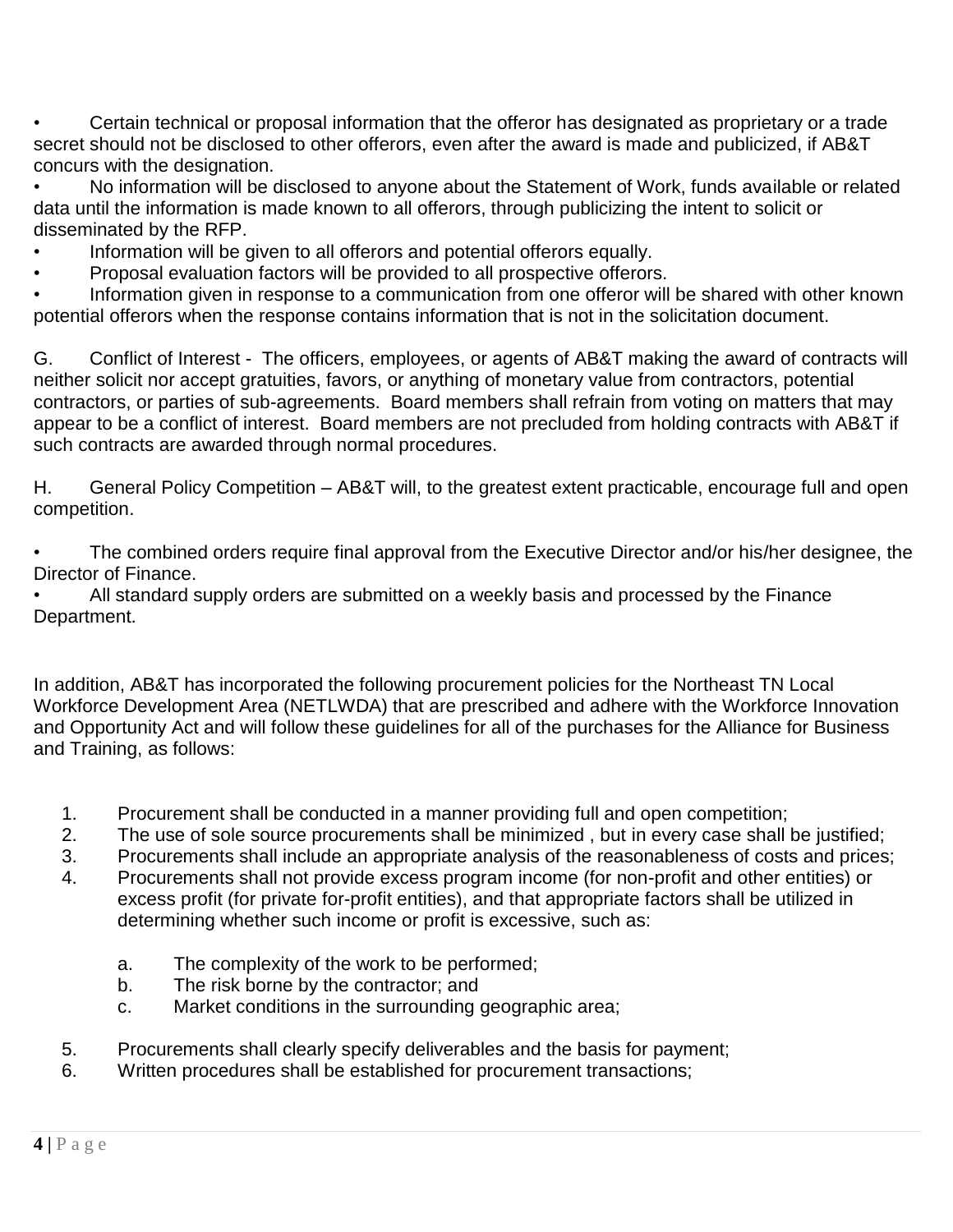- Certain technical or proposal information that the offeror has designated as proprietary or a trade secret should not be disclosed to other offerors, even after the award is made and publicized, if AB&T concurs with the designation.
- No information will be disclosed to anyone about the Statement of Work, funds available or related data until the information is made known to all offerors, through publicizing the intent to solicit or disseminated by the RFP.
- Information will be given to all offerors and potential offerors equally.
- Proposal evaluation factors will be provided to all prospective offerors.
- Information given in response to a communication from one offeror will be shared with other known potential offerors when the response contains information that is not in the solicitation document.

G. Conflict of Interest - The officers, employees, or agents of AB&T making the award of contracts will neither solicit nor accept gratuities, favors, or anything of monetary value from contractors, potential contractors, or parties of sub-agreements. Board members shall refrain from voting on matters that may appear to be a conflict of interest. Board members are not precluded from holding contracts with AB&T if such contracts are awarded through normal procedures.

H. General Policy Competition – AB&T will, to the greatest extent practicable, encourage full and open competition.

- The combined orders require final approval from the Executive Director and/or his/her designee, the Director of Finance.
- All standard supply orders are submitted on a weekly basis and processed by the Finance Department.

In addition, AB&T has incorporated the following procurement policies for the Northeast TN Local Workforce Development Area (NETLWDA) that are prescribed and adhere with the Workforce Innovation and Opportunity Act and will follow these guidelines for all of the purchases for the Alliance for Business and Training, as follows:

1. Procurement shall be conducted in a manner providing full and open competition;
2. The use of sole source procurements shall be minimized , but in every case shall be justified;
3. Procurements shall include an appropriate analysis of the reasonableness of costs and prices;
4. Procurements shall not provide excess program income (for non-profit and other entities) or excess profit (for private for-profit entities), and that appropriate factors shall be utilized in determining whether such income or profit is excessive, such as:

   a. The complexity of the work to be performed;
   b. The risk borne by the contractor; and
   c. Market conditions in the surrounding geographic area;

5. Procurements shall clearly specify deliverables and the basis for payment;
6. Written procedures shall be established for procurement transactions;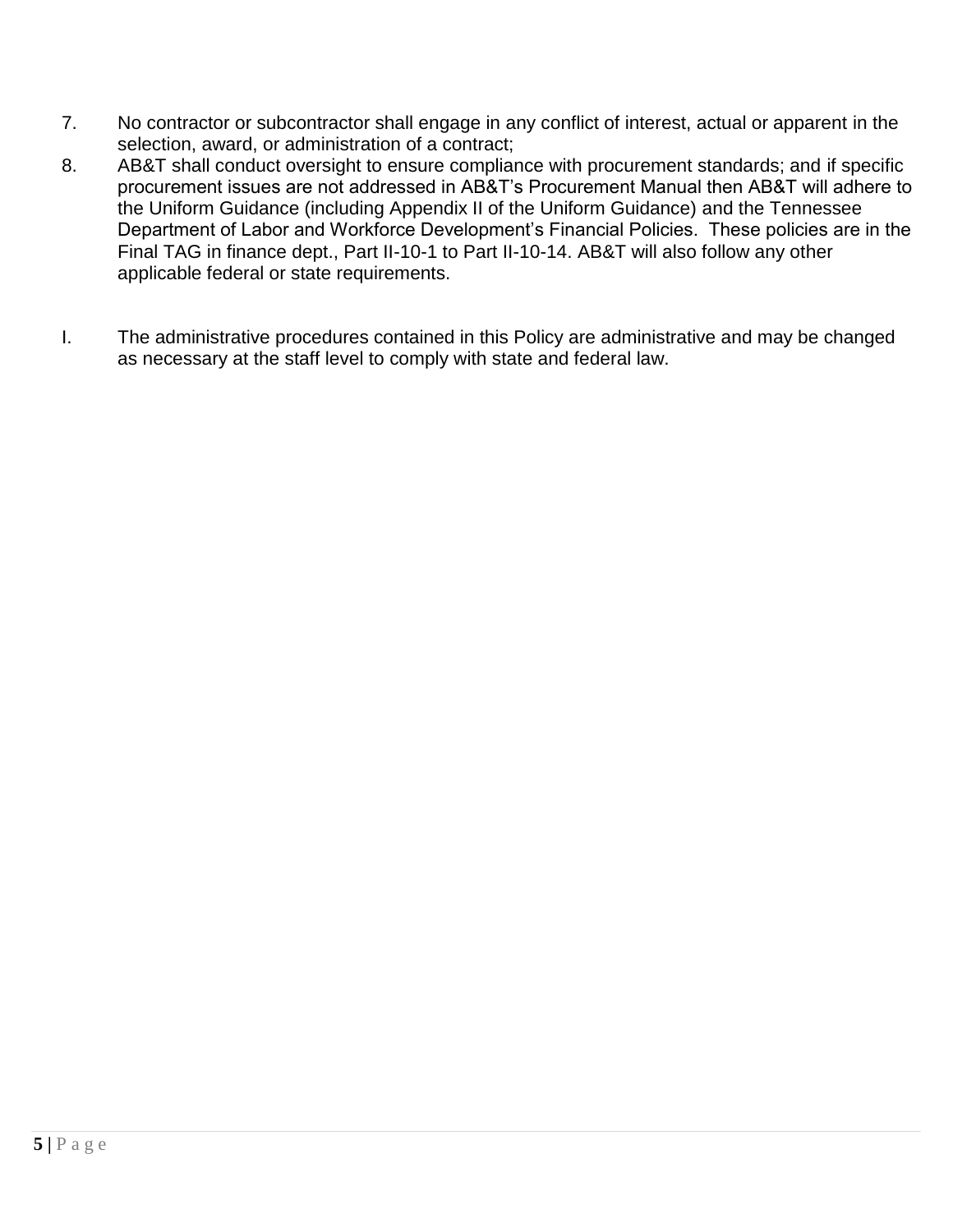7. No contractor or subcontractor shall engage in any conflict of interest, actual or apparent in the selection, award, or administration of a contract;
8. AB&T shall conduct oversight to ensure compliance with procurement standards; and if specific procurement issues are not addressed in AB&T's Procurement Manual then AB&T will adhere to the Uniform Guidance (including Appendix II of the Uniform Guidance) and the Tennessee Department of Labor and Workforce Development's Financial Policies. These policies are in the Final TAG in finance dept., Part II-10-1 to Part II-10-14. AB&T will also follow any other applicable federal or state requirements.

I. The administrative procedures contained in this Policy are administrative and may be changed as necessary at the staff level to comply with state and federal law.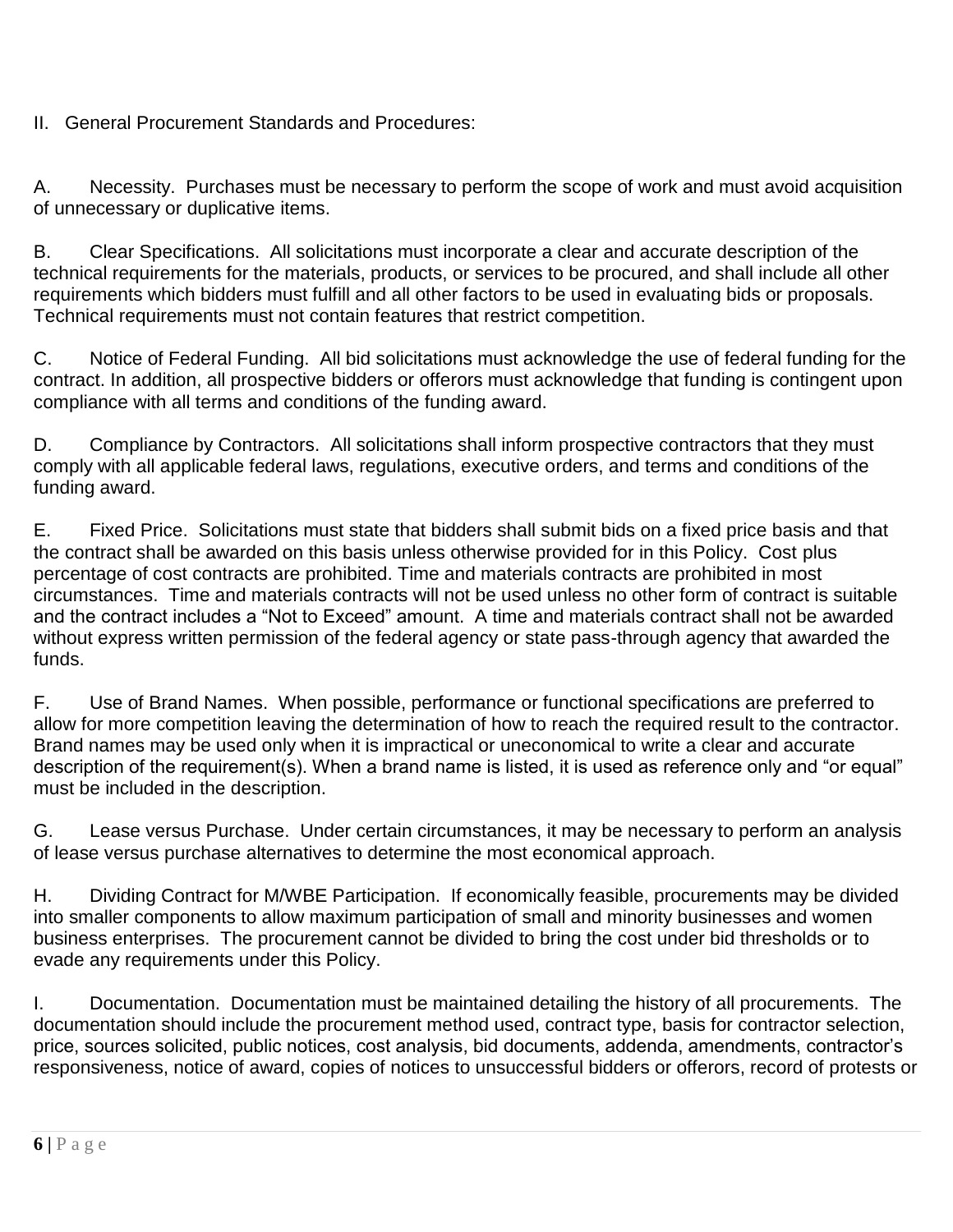## II. General Procurement Standards and Procedures:

A. Necessity. Purchases must be necessary to perform the scope of work and must avoid acquisition of unnecessary or duplicative items.

B. Clear Specifications. All solicitations must incorporate a clear and accurate description of the technical requirements for the materials, products, or services to be procured, and shall include all other requirements which bidders must fulfill and all other factors to be used in evaluating bids or proposals. Technical requirements must not contain features that restrict competition.

C. Notice of Federal Funding. All bid solicitations must acknowledge the use of federal funding for the contract. In addition, all prospective bidders or offerors must acknowledge that funding is contingent upon compliance with all terms and conditions of the funding award.

D. Compliance by Contractors. All solicitations shall inform prospective contractors that they must comply with all applicable federal laws, regulations, executive orders, and terms and conditions of the funding award.

E. Fixed Price. Solicitations must state that bidders shall submit bids on a fixed price basis and that the contract shall be awarded on this basis unless otherwise provided for in this Policy. Cost plus percentage of cost contracts are prohibited. Time and materials contracts are prohibited in most circumstances. Time and materials contracts will not be used unless no other form of contract is suitable and the contract includes a "Not to Exceed" amount. A time and materials contract shall not be awarded without express written permission of the federal agency or state pass-through agency that awarded the funds.

F. Use of Brand Names. When possible, performance or functional specifications are preferred to allow for more competition leaving the determination of how to reach the required result to the contractor. Brand names may be used only when it is impractical or uneconomical to write a clear and accurate description of the requirement(s). When a brand name is listed, it is used as reference only and "or equal" must be included in the description.

G. Lease versus Purchase. Under certain circumstances, it may be necessary to perform an analysis of lease versus purchase alternatives to determine the most economical approach.

H. Dividing Contract for M/WBE Participation. If economically feasible, procurements may be divided into smaller components to allow maximum participation of small and minority businesses and women business enterprises. The procurement cannot be divided to bring the cost under bid thresholds or to evade any requirements under this Policy.

I. Documentation. Documentation must be maintained detailing the history of all procurements. The documentation should include the procurement method used, contract type, basis for contractor selection, price, sources solicited, public notices, cost analysis, bid documents, addenda, amendments, contractor's responsiveness, notice of award, copies of notices to unsuccessful bidders or offerors, record of protests or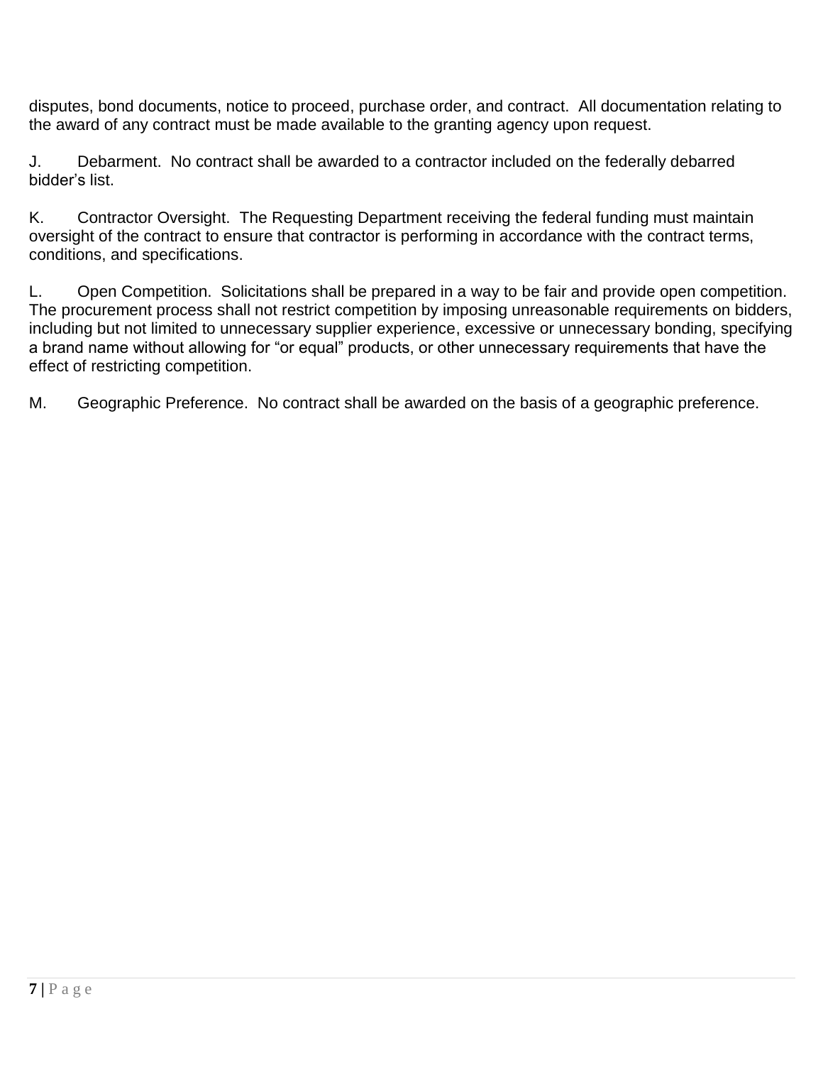disputes, bond documents, notice to proceed, purchase order, and contract. All documentation relating to the award of any contract must be made available to the granting agency upon request.

J. Debarment. No contract shall be awarded to a contractor included on the federally debarred bidder's list.

K. Contractor Oversight. The Requesting Department receiving the federal funding must maintain oversight of the contract to ensure that contractor is performing in accordance with the contract terms, conditions, and specifications.

L. Open Competition. Solicitations shall be prepared in a way to be fair and provide open competition. The procurement process shall not restrict competition by imposing unreasonable requirements on bidders, including but not limited to unnecessary supplier experience, excessive or unnecessary bonding, specifying a brand name without allowing for "or equal" products, or other unnecessary requirements that have the effect of restricting competition.

M. Geographic Preference. No contract shall be awarded on the basis of a geographic preference.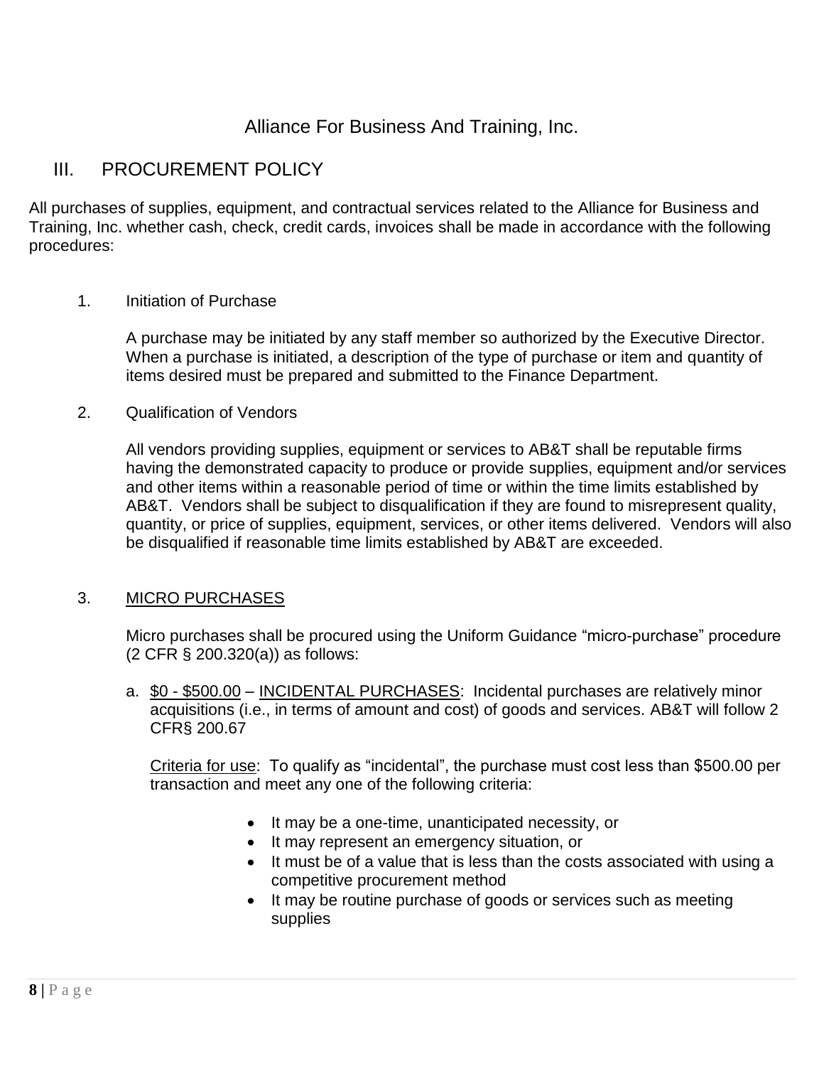# Alliance For Business And Training, Inc.

## III. PROCUREMENT POLICY

All purchases of supplies, equipment, and contractual services related to the Alliance for Business and Training, Inc. whether cash, check, credit cards, invoices shall be made in accordance with the following procedures:

1. Initiation of Purchase

   A purchase may be initiated by any staff member so authorized by the Executive Director. When a purchase is initiated, a description of the type of purchase or item and quantity of items desired must be prepared and submitted to the Finance Department.

2. Qualification of Vendors

   All vendors providing supplies, equipment or services to AB&T shall be reputable firms having the demonstrated capacity to produce or provide supplies, equipment and/or services and other items within a reasonable period of time or within the time limits established by AB&T. Vendors shall be subject to disqualification if they are found to misrepresent quality, quantity, or price of supplies, equipment, services, or other items delivered. Vendors will also be disqualified if reasonable time limits established by AB&T are exceeded.

3. <u>MICRO PURCHASES</u>

   Micro purchases shall be procured using the Uniform Guidance "micro-purchase" procedure (2 CFR § 200.320(a)) as follows:

   a. <u>$0 - $500.00</u> – <u>INCIDENTAL PURCHASES</u>: Incidental purchases are relatively minor acquisitions (i.e., in terms of amount and cost) of goods and services. AB&T will follow 2 CFR§ 200.67

      <u>Criteria for use</u>: To qualify as "incidental", the purchase must cost less than $500.00 per transaction and meet any one of the following criteria:

      - It may be a one-time, unanticipated necessity, or
      - It may represent an emergency situation, or
      - It must be of a value that is less than the costs associated with using a competitive procurement method
      - It may be routine purchase of goods or services such as meeting supplies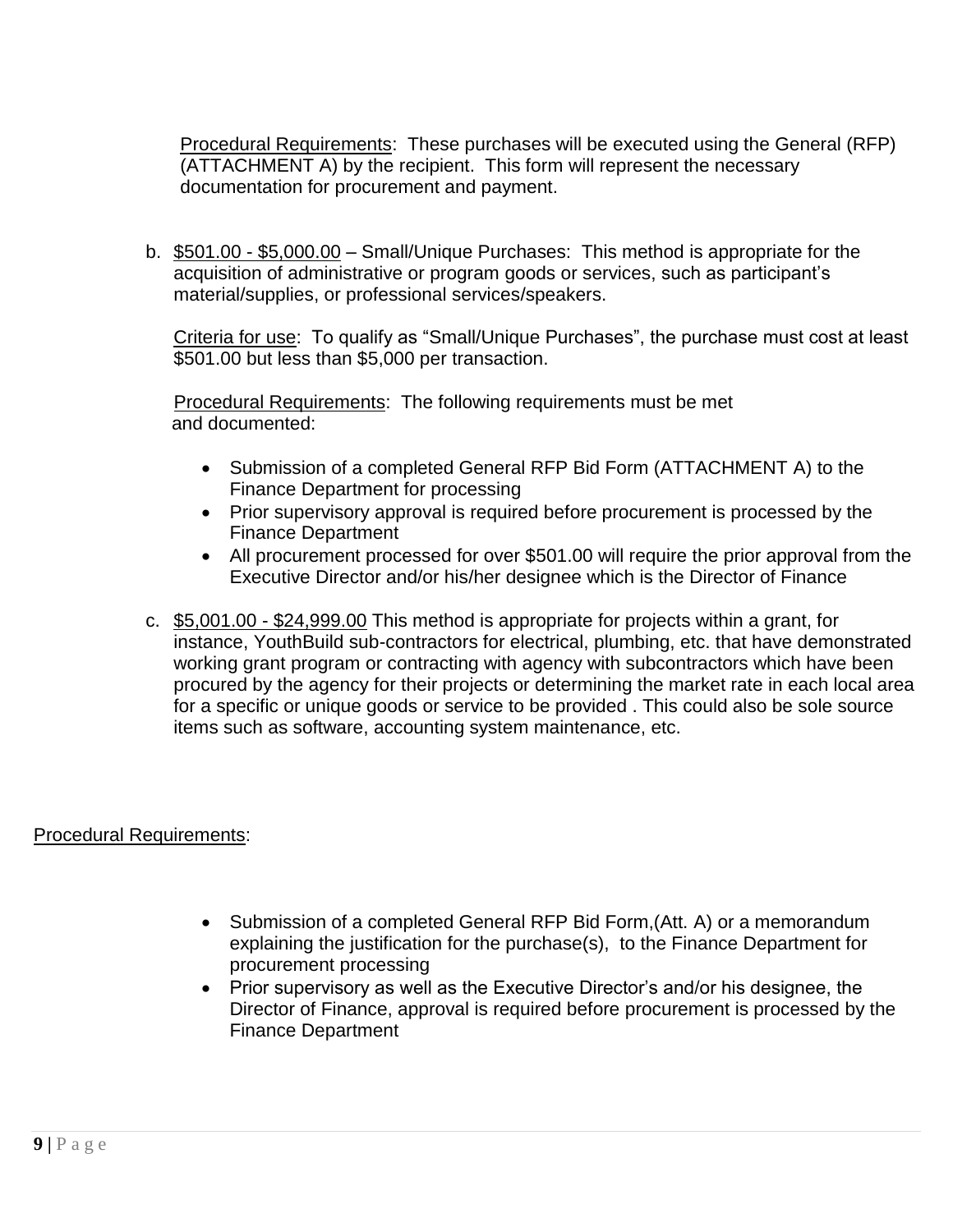Procedural Requirements: These purchases will be executed using the General (RFP) (ATTACHMENT A) by the recipient. This form will represent the necessary documentation for procurement and payment.

b. $501.00 - $5,000.00 – Small/Unique Purchases: This method is appropriate for the acquisition of administrative or program goods or services, such as participant's material/supplies, or professional services/speakers.

   Criteria for use: To qualify as "Small/Unique Purchases", the purchase must cost at least $501.00 but less than $5,000 per transaction.

   Procedural Requirements: The following requirements must be met and documented:

   - Submission of a completed General RFP Bid Form (ATTACHMENT A) to the Finance Department for processing
   - Prior supervisory approval is required before procurement is processed by the Finance Department
   - All procurement processed for over $501.00 will require the prior approval from the Executive Director and/or his/her designee which is the Director of Finance

c. $5,001.00 - $24,999.00 This method is appropriate for projects within a grant, for instance, YouthBuild sub-contractors for electrical, plumbing, etc. that have demonstrated working grant program or contracting with agency with subcontractors which have been procured by the agency for their projects or determining the market rate in each local area for a specific or unique goods or service to be provided . This could also be sole source items such as software, accounting system maintenance, etc.

Procedural Requirements:

- Submission of a completed General RFP Bid Form,(Att. A) or a memorandum explaining the justification for the purchase(s), to the Finance Department for procurement processing
- Prior supervisory as well as the Executive Director's and/or his designee, the Director of Finance, approval is required before procurement is processed by the Finance Department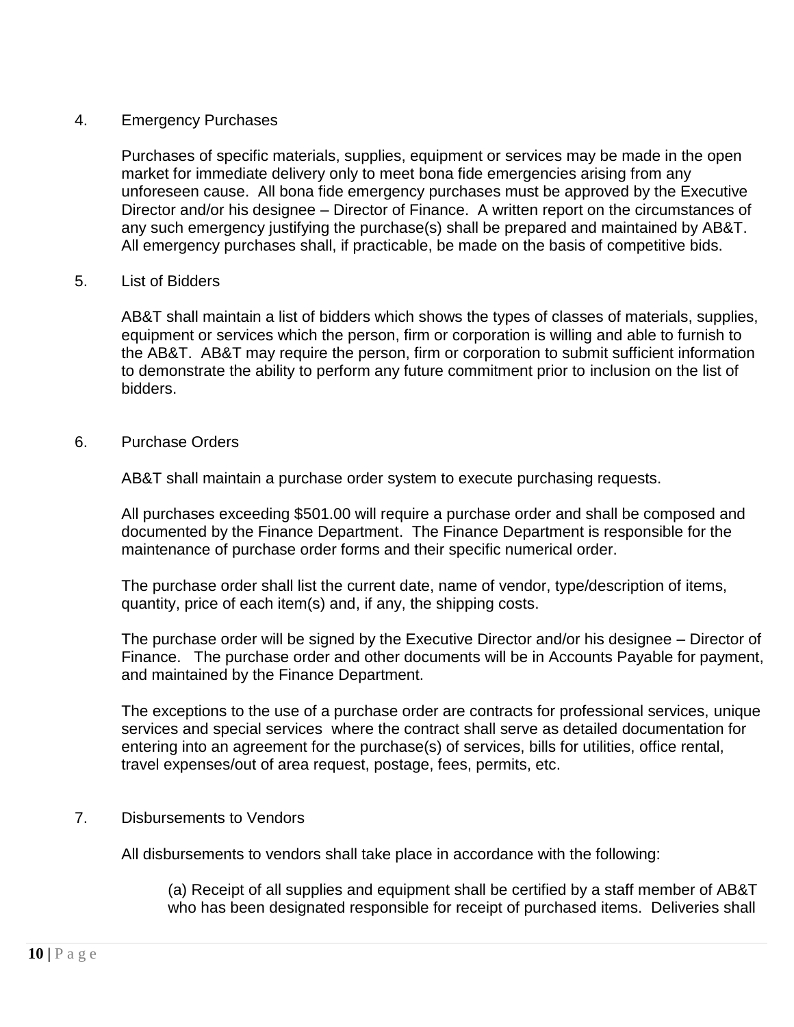4. Emergency Purchases

Purchases of specific materials, supplies, equipment or services may be made in the open market for immediate delivery only to meet bona fide emergencies arising from any unforeseen cause. All bona fide emergency purchases must be approved by the Executive Director and/or his designee – Director of Finance. A written report on the circumstances of any such emergency justifying the purchase(s) shall be prepared and maintained by AB&T. All emergency purchases shall, if practicable, be made on the basis of competitive bids.

5. List of Bidders

AB&T shall maintain a list of bidders which shows the types of classes of materials, supplies, equipment or services which the person, firm or corporation is willing and able to furnish to the AB&T. AB&T may require the person, firm or corporation to submit sufficient information to demonstrate the ability to perform any future commitment prior to inclusion on the list of bidders.

6. Purchase Orders

AB&T shall maintain a purchase order system to execute purchasing requests.

All purchases exceeding $501.00 will require a purchase order and shall be composed and documented by the Finance Department. The Finance Department is responsible for the maintenance of purchase order forms and their specific numerical order.

The purchase order shall list the current date, name of vendor, type/description of items, quantity, price of each item(s) and, if any, the shipping costs.

The purchase order will be signed by the Executive Director and/or his designee – Director of Finance. The purchase order and other documents will be in Accounts Payable for payment, and maintained by the Finance Department.

The exceptions to the use of a purchase order are contracts for professional services, unique services and special services where the contract shall serve as detailed documentation for entering into an agreement for the purchase(s) of services, bills for utilities, office rental, travel expenses/out of area request, postage, fees, permits, etc.

7. Disbursements to Vendors

All disbursements to vendors shall take place in accordance with the following:

(a) Receipt of all supplies and equipment shall be certified by a staff member of AB&T who has been designated responsible for receipt of purchased items. Deliveries shall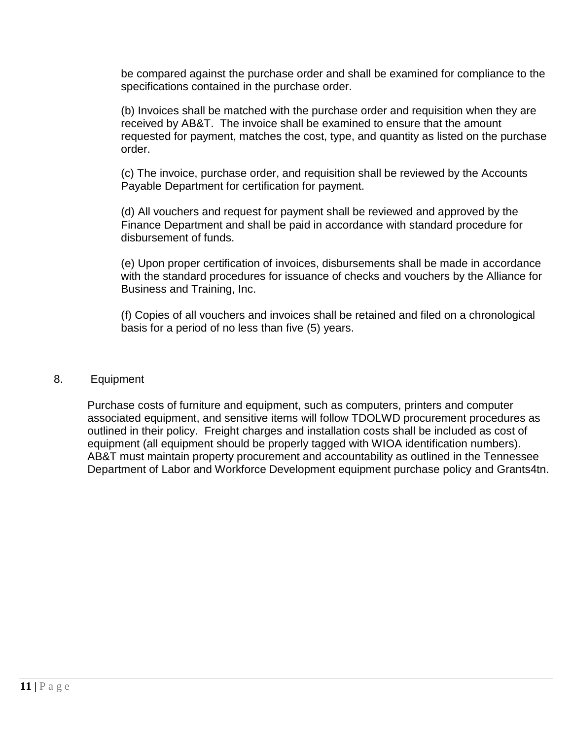be compared against the purchase order and shall be examined for compliance to the specifications contained in the purchase order.

(b) Invoices shall be matched with the purchase order and requisition when they are received by AB&T. The invoice shall be examined to ensure that the amount requested for payment, matches the cost, type, and quantity as listed on the purchase order.

(c) The invoice, purchase order, and requisition shall be reviewed by the Accounts Payable Department for certification for payment.

(d) All vouchers and request for payment shall be reviewed and approved by the Finance Department and shall be paid in accordance with standard procedure for disbursement of funds.

(e) Upon proper certification of invoices, disbursements shall be made in accordance with the standard procedures for issuance of checks and vouchers by the Alliance for Business and Training, Inc.

(f) Copies of all vouchers and invoices shall be retained and filed on a chronological basis for a period of no less than five (5) years.

8. Equipment

Purchase costs of furniture and equipment, such as computers, printers and computer associated equipment, and sensitive items will follow TDOLWD procurement procedures as outlined in their policy. Freight charges and installation costs shall be included as cost of equipment (all equipment should be properly tagged with WIOA identification numbers). AB&T must maintain property procurement and accountability as outlined in the Tennessee Department of Labor and Workforce Development equipment purchase policy and Grants4tn.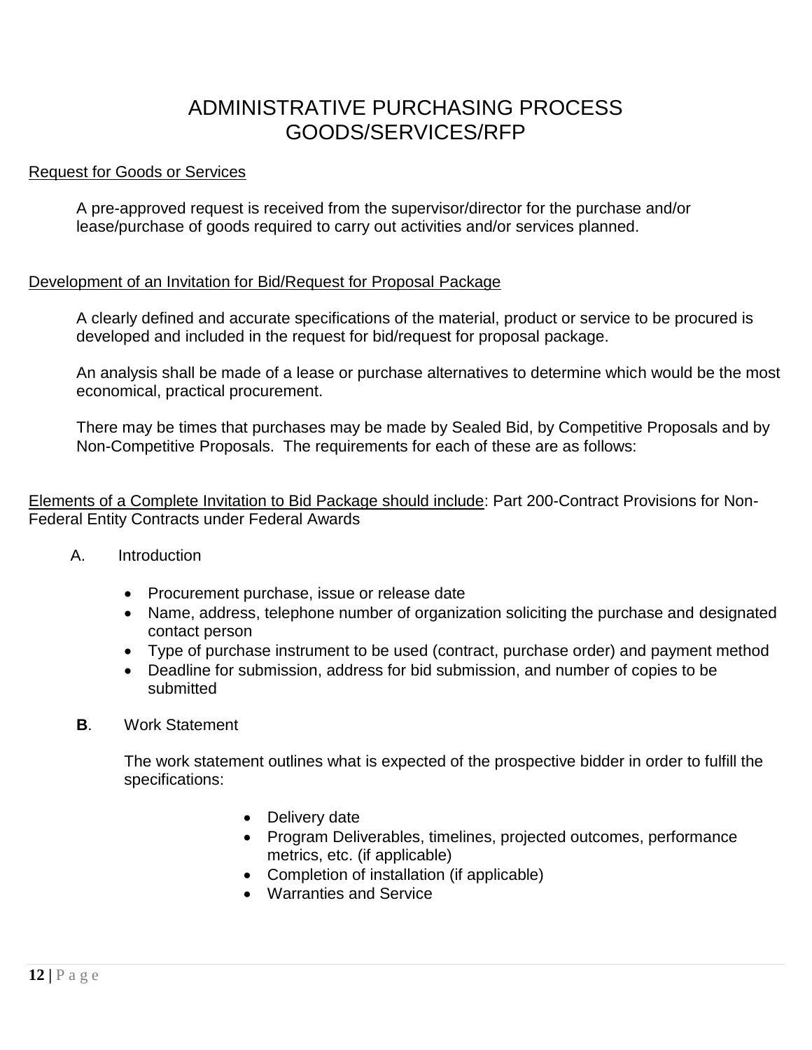# ADMINISTRATIVE PURCHASING PROCESS GOODS/SERVICES/RFP

<u>Request for Goods or Services</u>

A pre-approved request is received from the supervisor/director for the purchase and/or lease/purchase of goods required to carry out activities and/or services planned.

<u>Development of an Invitation for Bid/Request for Proposal Package</u>

A clearly defined and accurate specifications of the material, product or service to be procured is developed and included in the request for bid/request for proposal package.

An analysis shall be made of a lease or purchase alternatives to determine which would be the most economical, practical procurement.

There may be times that purchases may be made by Sealed Bid, by Competitive Proposals and by Non-Competitive Proposals. The requirements for each of these are as follows:

<u>Elements of a Complete Invitation to Bid Package should include</u>: Part 200-Contract Provisions for Non-Federal Entity Contracts under Federal Awards

A. Introduction

- Procurement purchase, issue or release date
- Name, address, telephone number of organization soliciting the purchase and designated contact person
- Type of purchase instrument to be used (contract, purchase order) and payment method
- Deadline for submission, address for bid submission, and number of copies to be submitted

**B**. Work Statement

The work statement outlines what is expected of the prospective bidder in order to fulfill the specifications:

- Delivery date
- Program Deliverables, timelines, projected outcomes, performance metrics, etc. (if applicable)
- Completion of installation (if applicable)
- Warranties and Service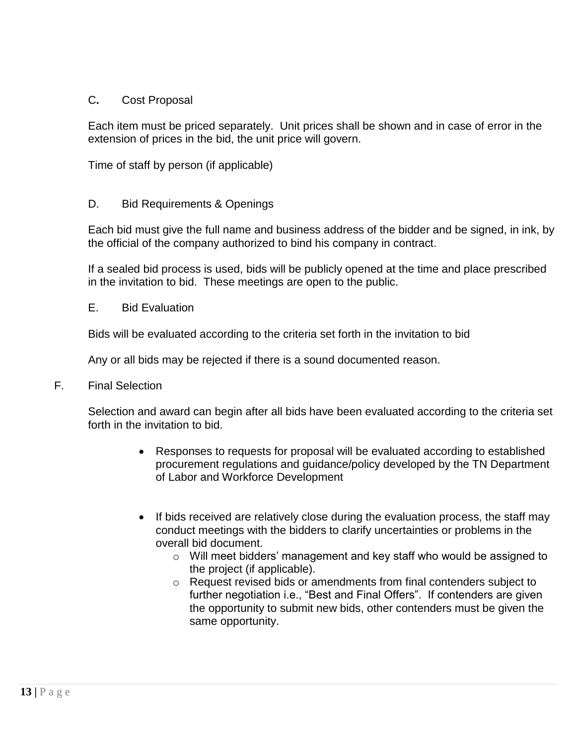### C. Cost Proposal

Each item must be priced separately. Unit prices shall be shown and in case of error in the extension of prices in the bid, the unit price will govern.

Time of staff by person (if applicable)

### D. Bid Requirements & Openings

Each bid must give the full name and business address of the bidder and be signed, in ink, by the official of the company authorized to bind his company in contract.

If a sealed bid process is used, bids will be publicly opened at the time and place prescribed in the invitation to bid. These meetings are open to the public.

### E. Bid Evaluation

Bids will be evaluated according to the criteria set forth in the invitation to bid

Any or all bids may be rejected if there is a sound documented reason.

### F. Final Selection

Selection and award can begin after all bids have been evaluated according to the criteria set forth in the invitation to bid.

- Responses to requests for proposal will be evaluated according to established procurement regulations and guidance/policy developed by the TN Department of Labor and Workforce Development

- If bids received are relatively close during the evaluation process, the staff may conduct meetings with the bidders to clarify uncertainties or problems in the overall bid document.
  - Will meet bidders' management and key staff who would be assigned to the project (if applicable).
  - Request revised bids or amendments from final contenders subject to further negotiation i.e., "Best and Final Offers". If contenders are given the opportunity to submit new bids, other contenders must be given the same opportunity.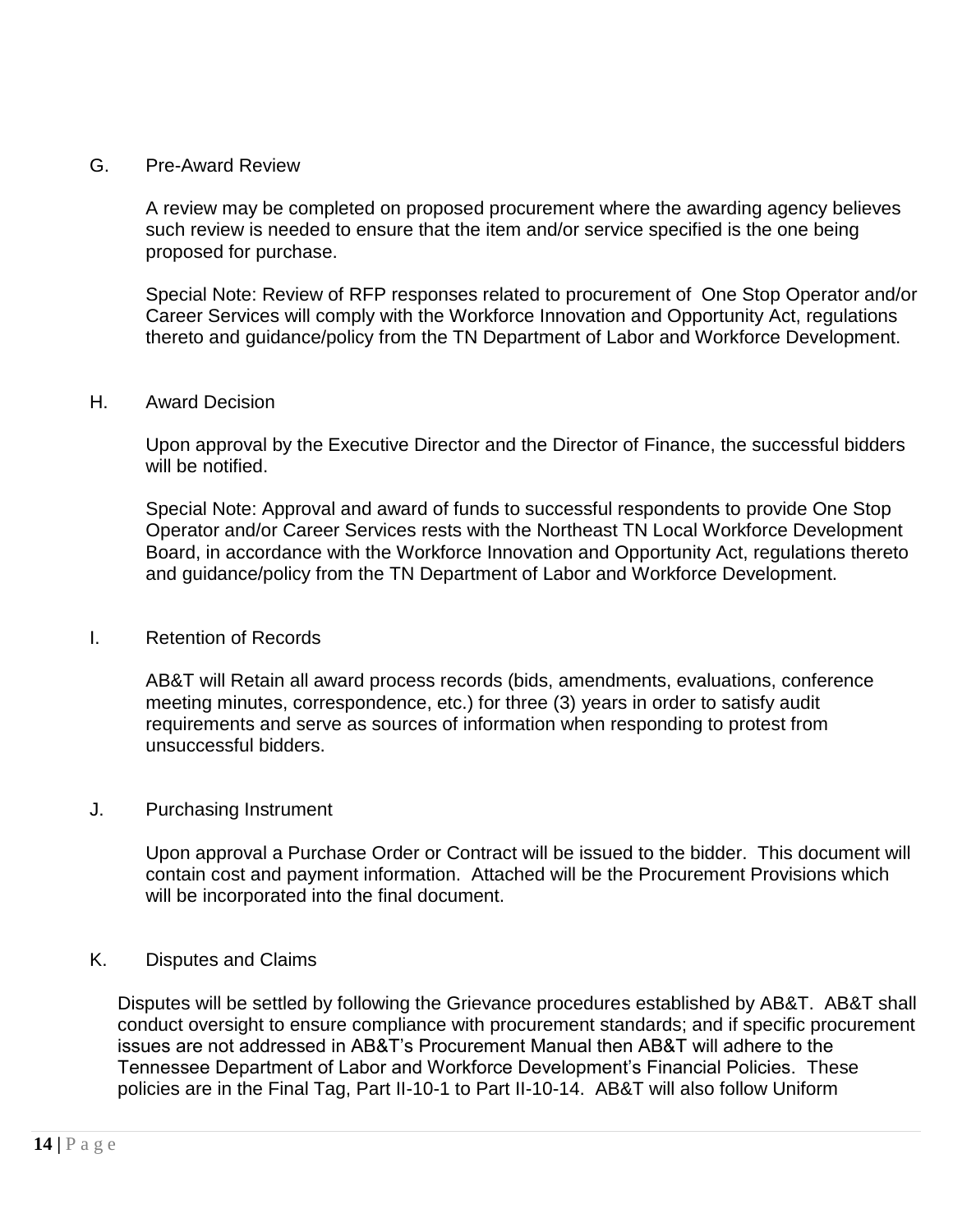G. Pre-Award Review

A review may be completed on proposed procurement where the awarding agency believes such review is needed to ensure that the item and/or service specified is the one being proposed for purchase.

Special Note: Review of RFP responses related to procurement of One Stop Operator and/or Career Services will comply with the Workforce Innovation and Opportunity Act, regulations thereto and guidance/policy from the TN Department of Labor and Workforce Development.

H. Award Decision

Upon approval by the Executive Director and the Director of Finance, the successful bidders will be notified.

Special Note: Approval and award of funds to successful respondents to provide One Stop Operator and/or Career Services rests with the Northeast TN Local Workforce Development Board, in accordance with the Workforce Innovation and Opportunity Act, regulations thereto and guidance/policy from the TN Department of Labor and Workforce Development.

I. Retention of Records

AB&T will Retain all award process records (bids, amendments, evaluations, conference meeting minutes, correspondence, etc.) for three (3) years in order to satisfy audit requirements and serve as sources of information when responding to protest from unsuccessful bidders.

J. Purchasing Instrument

Upon approval a Purchase Order or Contract will be issued to the bidder. This document will contain cost and payment information. Attached will be the Procurement Provisions which will be incorporated into the final document.

K. Disputes and Claims

Disputes will be settled by following the Grievance procedures established by AB&T. AB&T shall conduct oversight to ensure compliance with procurement standards; and if specific procurement issues are not addressed in AB&T's Procurement Manual then AB&T will adhere to the Tennessee Department of Labor and Workforce Development's Financial Policies. These policies are in the Final Tag, Part II-10-1 to Part II-10-14. AB&T will also follow Uniform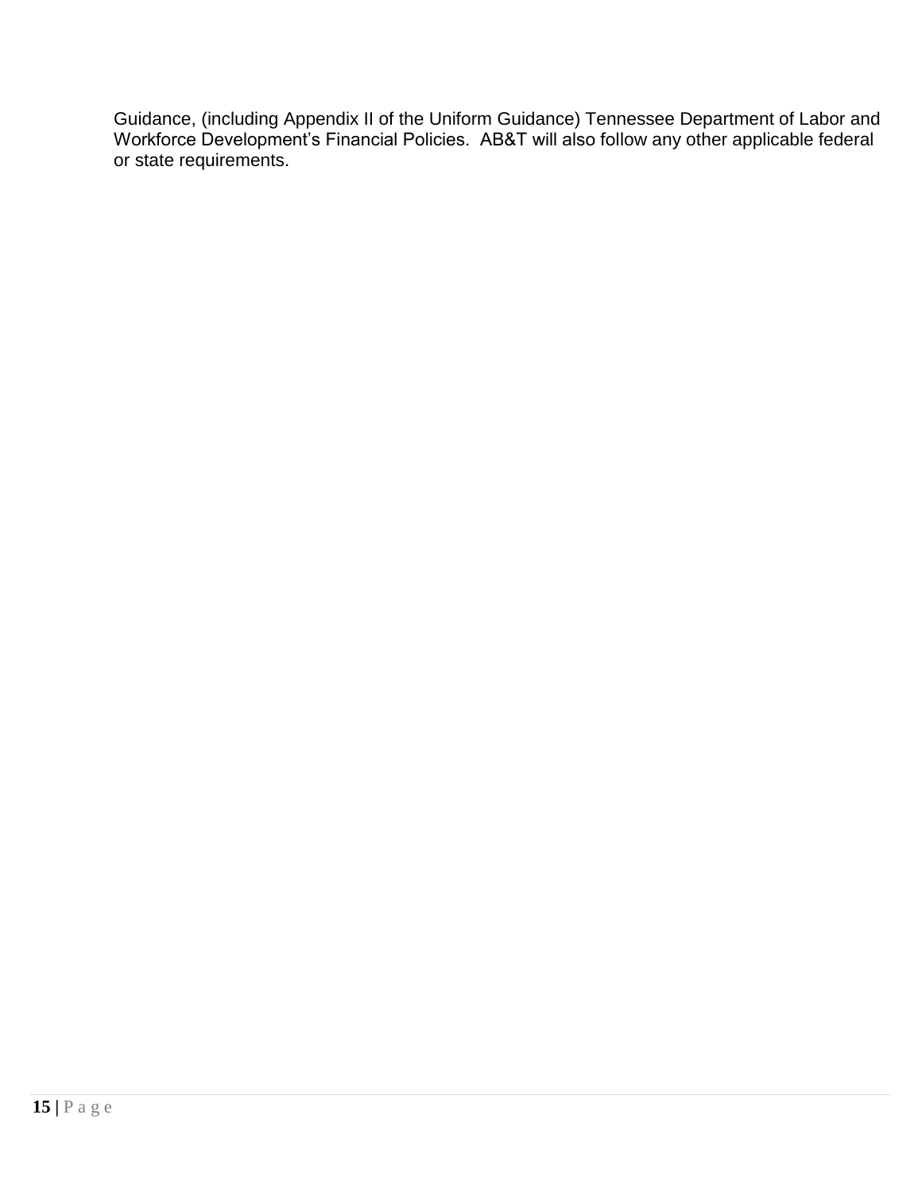Guidance, (including Appendix II of the Uniform Guidance) Tennessee Department of Labor and Workforce Development's Financial Policies. AB&T will also follow any other applicable federal or state requirements.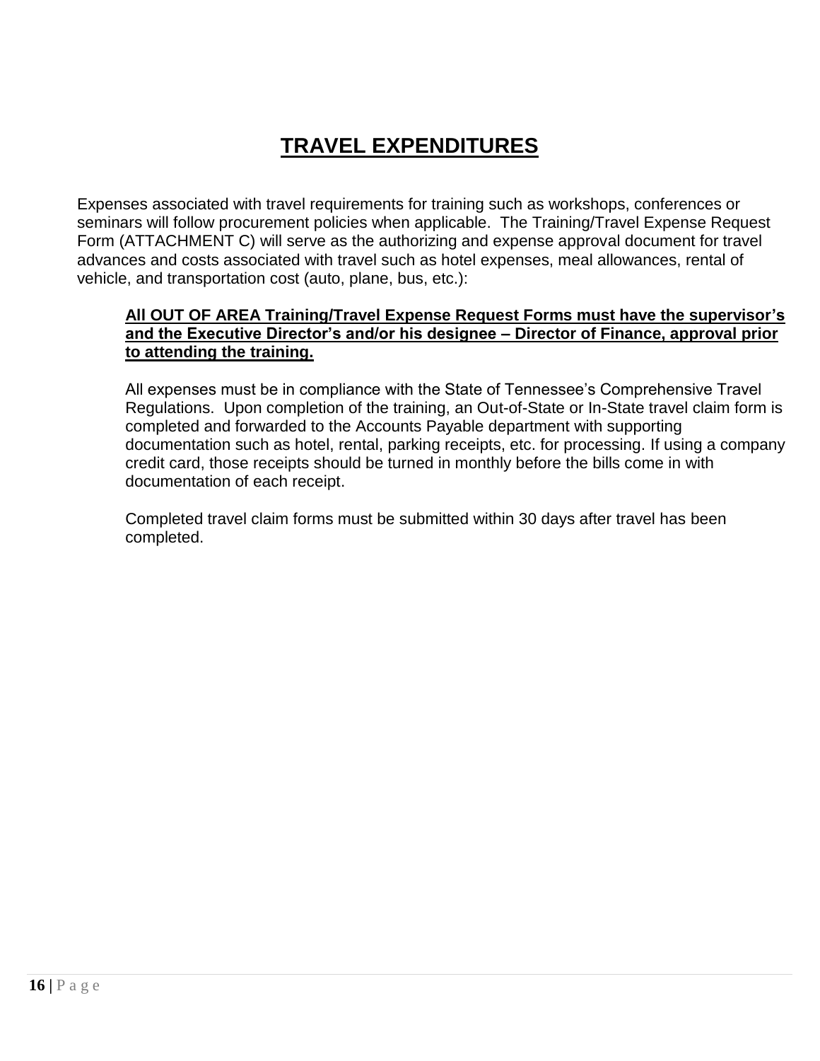# TRAVEL EXPENDITURES

Expenses associated with travel requirements for training such as workshops, conferences or seminars will follow procurement policies when applicable. The Training/Travel Expense Request Form (ATTACHMENT C) will serve as the authorizing and expense approval document for travel advances and costs associated with travel such as hotel expenses, meal allowances, rental of vehicle, and transportation cost (auto, plane, bus, etc.):

**All OUT OF AREA Training/Travel Expense Request Forms must have the supervisor's and the Executive Director's and/or his designee – Director of Finance, approval prior to attending the training.**

All expenses must be in compliance with the State of Tennessee's Comprehensive Travel Regulations. Upon completion of the training, an Out-of-State or In-State travel claim form is completed and forwarded to the Accounts Payable department with supporting documentation such as hotel, rental, parking receipts, etc. for processing. If using a company credit card, those receipts should be turned in monthly before the bills come in with documentation of each receipt.

Completed travel claim forms must be submitted within 30 days after travel has been completed.